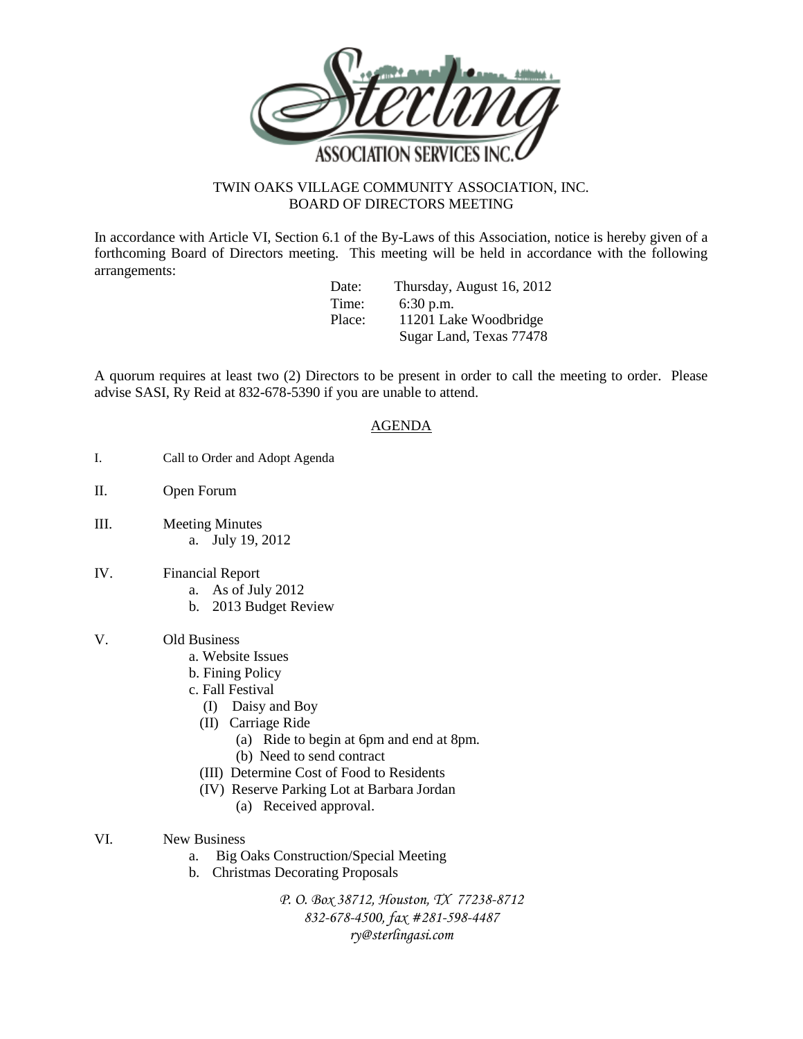Sterling
ASSOCIATION SERVICES INC.

# TWIN OAKS VILLAGE COMMUNITY ASSOCIATION, INC.
## BOARD OF DIRECTORS MEETING

In accordance with Article VI, Section 6.1 of the By-Laws of this Association, notice is hereby given of a forthcoming Board of Directors meeting. This meeting will be held in accordance with the following arrangements:

Date: Thursday, August 16, 2012
Time: 6:30 p.m.
Place: 11201 Lake Woodbridge
Sugar Land, Texas 77478

A quorum requires at least two (2) Directors to be present in order to call the meeting to order. Please advise SASI, Ry Reid at 832-678-5390 if you are unable to attend.

## AGENDA

I. Call to Order and Adopt Agenda

II. Open Forum

III. Meeting Minutes
  a. July 19, 2012

IV. Financial Report
  a. As of July 2012
  b. 2013 Budget Review

V. Old Business
  a. Website Issues
  b. Fining Policy
  c. Fall Festival
    (I) Daisy and Boy
    (II) Carriage Ride
      (a) Ride to begin at 6pm and end at 8pm.
      (b) Need to send contract
    (III) Determine Cost of Food to Residents
    (IV) Reserve Parking Lot at Barbara Jordan
      (a) Received approval.

VI. New Business
  a. Big Oaks Construction/Special Meeting
  b. Christmas Decorating Proposals

*P. O. Box 38712, Houston, TX 77238-8712*
*832-678-4500, fax #281-598-4487*
*ry@sterlingasi.com*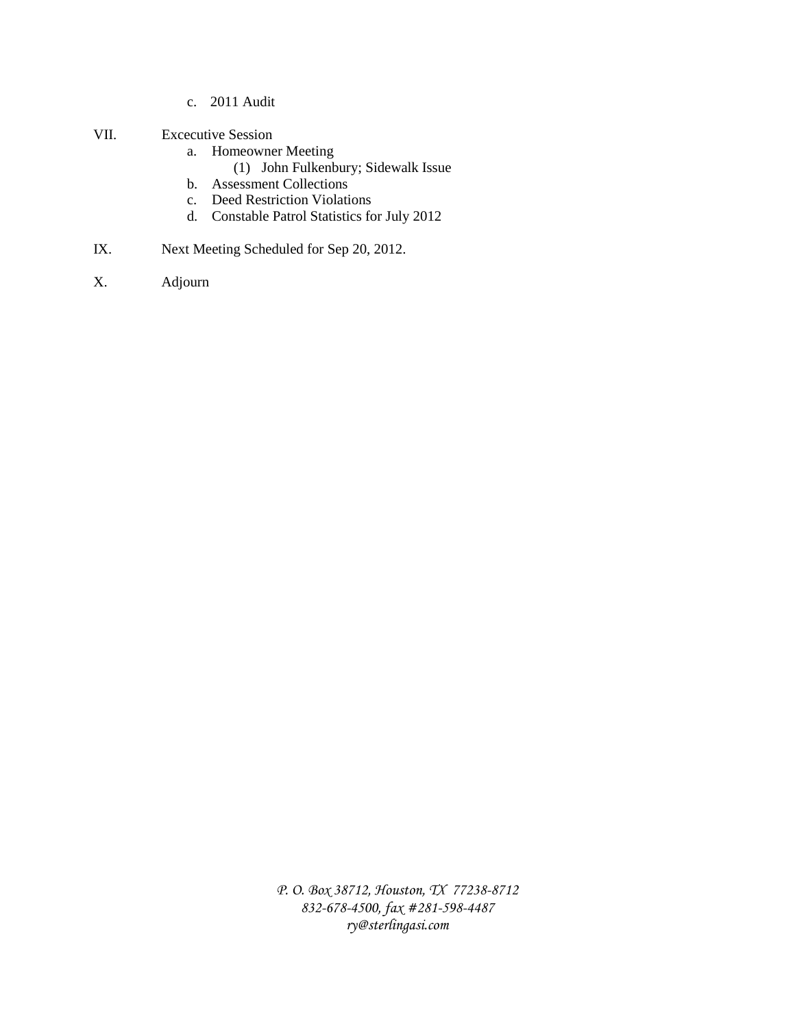c. 2011 Audit

VII. Excecutive Session

a. Homeowner Meeting
   (1) John Fulkenbury; Sidewalk Issue
b. Assessment Collections
c. Deed Restriction Violations
d. Constable Patrol Statistics for July 2012

IX. Next Meeting Scheduled for Sep 20, 2012.

X. Adjourn

*P. O. Box 38712, Houston, TX 77238-8712*
*832-678-4500, fax #281-598-4487*
*ry@sterlingasi.com*